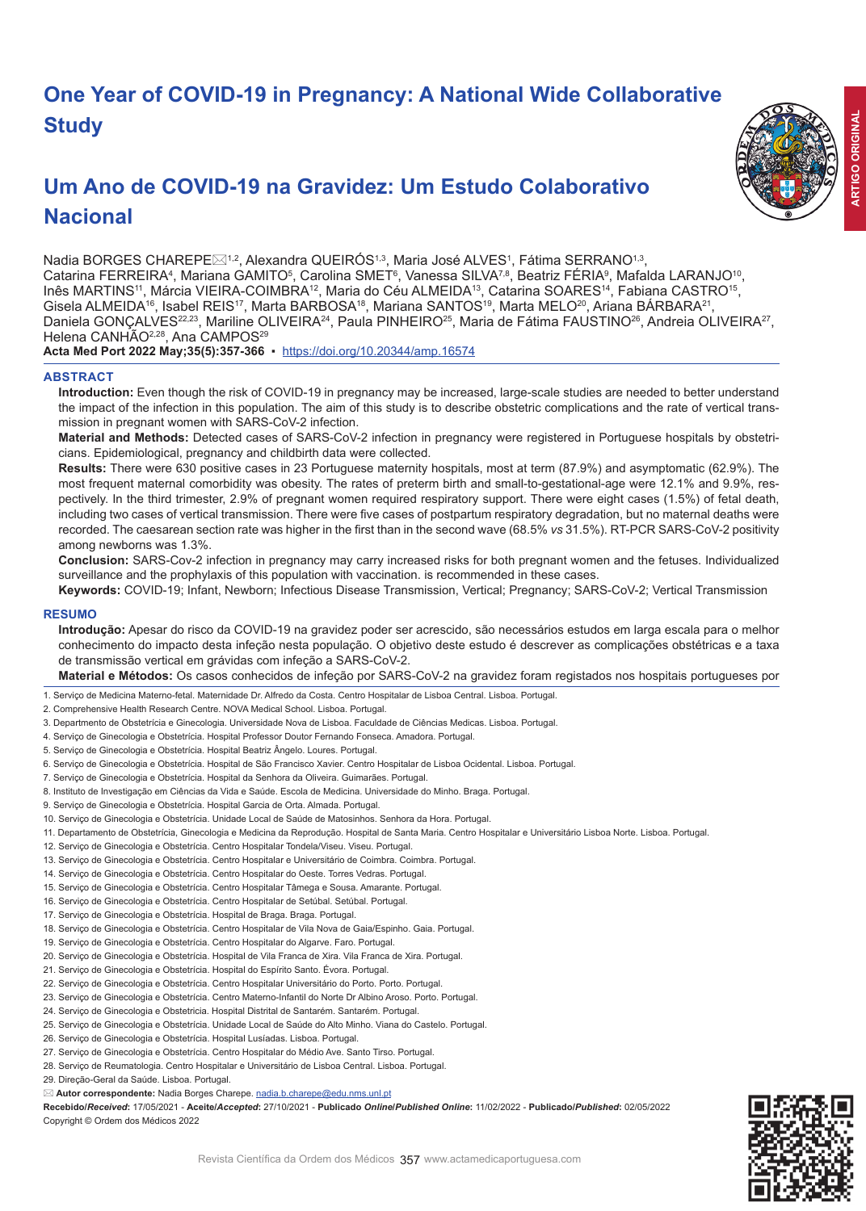# One Year of COVID-19 in Pregnancy: A National Wide Collaborative Study

# Um Ano de COVID-19 na Gravidez: Um Estudo Colaborativo Nacional

Nadia BORGES CHAREPE✉[1,2], Alexandra QUEIRÓS[1,3], Maria José ALVES[1], Fátima SERRANO[1,3], Catarina FERREIRA[4], Mariana GAMITO[5], Carolina SMET[6], Vanessa SILVA[7,8], Beatriz FÉRIA[9], Mafalda LARANJO[10], Inês MARTINS[11], Márcia VIEIRA-COIMBRA[12], Maria do Céu ALMEIDA[13], Catarina SOARES[14], Fabiana CASTRO[15], Gisela ALMEIDA[16], Isabel REIS[17], Marta BARBOSA[18], Mariana SANTOS[19], Marta MELO[20], Ariana BÁRBARA[21], Daniela GONÇALVES[22,23], Mariline OLIVEIRA[24], Paula PINHEIRO[25], Maria de Fátima FAUSTINO[26], Andreia OLIVEIRA[27], Helena CANHÃO[2,28], Ana CAMPOS[29]

**Acta Med Port 2022 May;35(5):357-366** ▪ https://doi.org/10.20344/amp.16574

## ABSTRACT

**Introduction:** Even though the risk of COVID-19 in pregnancy may be increased, large-scale studies are needed to better understand the impact of the infection in this population. The aim of this study is to describe obstetric complications and the rate of vertical transmission in pregnant women with SARS-CoV-2 infection.

**Material and Methods:** Detected cases of SARS-CoV-2 infection in pregnancy were registered in Portuguese hospitals by obstetricians. Epidemiological, pregnancy and childbirth data were collected.

**Results:** There were 630 positive cases in 23 Portuguese maternity hospitals, most at term (87.9%) and asymptomatic (62.9%). The most frequent maternal comorbidity was obesity. The rates of preterm birth and small-to-gestational-age were 12.1% and 9.9%, respectively. In the third trimester, 2.9% of pregnant women required respiratory support. There were eight cases (1.5%) of fetal death, including two cases of vertical transmission. There were five cases of postpartum respiratory degradation, but no maternal deaths were recorded. The caesarean section rate was higher in the first than in the second wave (68.5% *vs* 31.5%). RT-PCR SARS-CoV-2 positivity among newborns was 1.3%.

**Conclusion:** SARS-Cov-2 infection in pregnancy may carry increased risks for both pregnant women and the fetuses. Individualized surveillance and the prophylaxis of this population with vaccination. is recommended in these cases.

**Keywords:** COVID-19; Infant, Newborn; Infectious Disease Transmission, Vertical; Pregnancy; SARS-CoV-2; Vertical Transmission

## RESUMO

**Introdução:** Apesar do risco da COVID-19 na gravidez poder ser acrescido, são necessários estudos em larga escala para o melhor conhecimento do impacto desta infeção nesta população. O objetivo deste estudo é descrever as complicações obstétricas e a taxa de transmissão vertical em grávidas com infeção a SARS-CoV-2.

**Material e Métodos:** Os casos conhecidos de infeção por SARS-CoV-2 na gravidez foram registados nos hospitais portugueses por

1. Serviço de Medicina Materno-fetal. Maternidade Dr. Alfredo da Costa. Centro Hospitalar de Lisboa Central. Lisboa. Portugal.
2. Comprehensive Health Research Centre. NOVA Medical School. Lisboa. Portugal.
3. Departmento de Obstetrícia e Ginecologia. Universidade Nova de Lisboa. Faculdade de Ciências Medicas. Lisboa. Portugal.
4. Serviço de Ginecologia e Obstetrícia. Hospital Professor Doutor Fernando Fonseca. Amadora. Portugal.
5. Serviço de Ginecologia e Obstetrícia. Hospital Beatriz Ângelo. Loures. Portugal.
6. Serviço de Ginecologia e Obstetrícia. Hospital de São Francisco Xavier. Centro Hospitalar de Lisboa Ocidental. Lisboa. Portugal.
7. Serviço de Ginecologia e Obstetrícia. Hospital da Senhora da Oliveira. Guimarães. Portugal.
8. Instituto de Investigação em Ciências da Vida e Saúde. Escola de Medicina. Universidade do Minho. Braga. Portugal.
9. Serviço de Ginecologia e Obstetrícia. Hospital Garcia de Orta. Almada. Portugal.
10. Serviço de Ginecologia e Obstetrícia. Unidade Local de Saúde de Matosinhos. Senhora da Hora. Portugal.
11. Departamento de Obstetrícia, Ginecologia e Medicina da Reprodução. Hospital de Santa Maria. Centro Hospitalar e Universitário Lisboa Norte. Lisboa. Portugal.
12. Serviço de Ginecologia e Obstetrícia. Centro Hospitalar Tondela/Viseu. Viseu. Portugal.
13. Serviço de Ginecologia e Obstetrícia. Centro Hospitalar e Universitário de Coimbra. Coimbra. Portugal.
14. Serviço de Ginecologia e Obstetrícia. Centro Hospitalar do Oeste. Torres Vedras. Portugal.
15. Serviço de Ginecologia e Obstetrícia. Centro Hospitalar Tâmega e Sousa. Amarante. Portugal.
16. Serviço de Ginecologia e Obstetrícia. Centro Hospitalar de Setúbal. Setúbal. Portugal.
17. Serviço de Ginecologia e Obstetrícia. Hospital de Braga. Braga. Portugal.
18. Serviço de Ginecologia e Obstetrícia. Centro Hospitalar de Vila Nova de Gaia/Espinho. Gaia. Portugal.
19. Serviço de Ginecologia e Obstetrícia. Centro Hospitalar do Algarve. Faro. Portugal.
20. Serviço de Ginecologia e Obstetrícia. Hospital de Vila Franca de Xira. Vila Franca de Xira. Portugal.
21. Serviço de Ginecologia e Obstetrícia. Hospital do Espírito Santo. Évora. Portugal.
22. Serviço de Ginecologia e Obstetrícia. Centro Hospitalar Universitário do Porto. Porto. Portugal.
23. Serviço de Ginecologia e Obstetrícia. Centro Materno-Infantil do Norte Dr Albino Aroso. Porto. Portugal.
24. Serviço de Ginecologia e Obstetrícia. Hospital Distrital de Santarém. Santarém. Portugal.
25. Serviço de Ginecologia e Obstetrícia. Unidade Local de Saúde do Alto Minho. Viana do Castelo. Portugal.
26. Serviço de Ginecologia e Obstetrícia. Hospital Lusíadas. Lisboa. Portugal.
27. Serviço de Ginecologia e Obstetrícia. Centro Hospitalar do Médio Ave. Santo Tirso. Portugal.
28. Serviço de Reumatologia. Centro Hospitalar e Universitário de Lisboa Central. Lisboa. Portugal.
29. Direção-Geral da Saúde. Lisboa. Portugal.

✉ **Autor correspondente:** Nadia Borges Charepe. nadia.b.charepe@edu.nms.unl.pt

**Recebido/*Received*:** 17/05/2021 - **Aceite/*Accepted*:** 27/10/2021 - **Publicado *Online*/*Published Online*:** 11/02/2022 - **Publicado/*Published*:** 02/05/2022

Copyright © Ordem dos Médicos 2022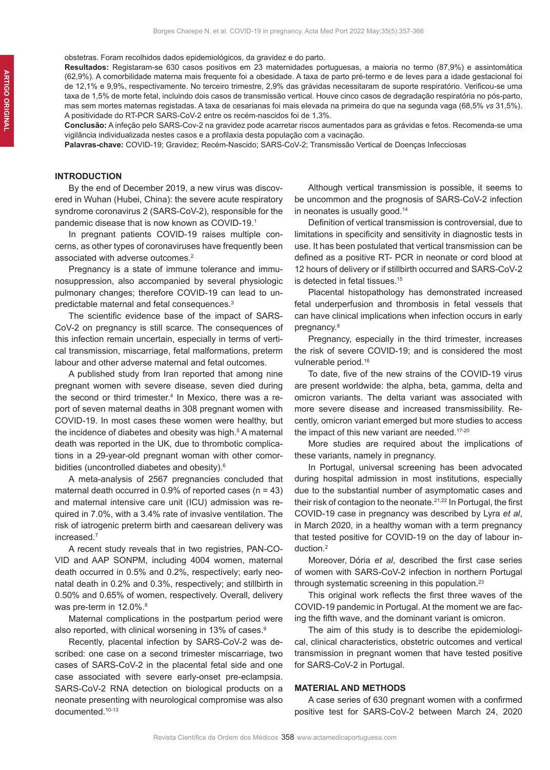obstetras. Foram recolhidos dados epidemiológicos, da gravidez e do parto.

**Resultados:** Registaram-se 630 casos positivos em 23 maternidades portuguesas, a maioria no termo (87,9%) e assintomática (62,9%). A comorbilidade materna mais frequente foi a obesidade. A taxa de parto pré-termo e de leves para a idade gestacional foi de 12,1% e 9,9%, respectivamente. No terceiro trimestre, 2,9% das grávidas necessitaram de suporte respiratório. Verificou-se uma taxa de 1,5% de morte fetal, incluindo dois casos de transmissão vertical. Houve cinco casos de degradação respiratória no pós-parto, mas sem mortes maternas registadas. A taxa de cesarianas foi mais elevada na primeira do que na segunda vaga (68,5% *vs* 31,5%). A positividade do RT-PCR SARS-CoV-2 entre os recém-nascidos foi de 1,3%.

**Conclusão:** A infeção pelo SARS-Cov-2 na gravidez pode acarretar riscos aumentados para as grávidas e fetos. Recomenda-se uma vigilância individualizada nestes casos e a profilaxia desta população com a vacinação.

**Palavras-chave:** COVID-19; Gravidez; Recém-Nascido; SARS-CoV-2; Transmissão Vertical de Doenças Infecciosas

## INTRODUCTION

By the end of December 2019, a new virus was discovered in Wuhan (Hubei, China): the severe acute respiratory syndrome coronavirus 2 (SARS-CoV-2), responsible for the pandemic disease that is now known as COVID-19.[1]

In pregnant patients COVID-19 raises multiple concerns, as other types of coronaviruses have frequently been associated with adverse outcomes.[2]

Pregnancy is a state of immune tolerance and immunosuppression, also accompanied by several physiologic pulmonary changes; therefore COVID-19 can lead to unpredictable maternal and fetal consequences.[3]

The scientific evidence base of the impact of SARS-CoV-2 on pregnancy is still scarce. The consequences of this infection remain uncertain, especially in terms of vertical transmission, miscarriage, fetal malformations, preterm labour and other adverse maternal and fetal outcomes.

A published study from Iran reported that among nine pregnant women with severe disease, seven died during the second or third trimester.[4] In Mexico, there was a report of seven maternal deaths in 308 pregnant women with COVID-19. In most cases these women were healthy, but the incidence of diabetes and obesity was high.[5] A maternal death was reported in the UK, due to thrombotic complications in a 29-year-old pregnant woman with other comorbidities (uncontrolled diabetes and obesity).[6]

A meta-analysis of 2567 pregnancies concluded that maternal death occurred in 0.9% of reported cases (n = 43) and maternal intensive care unit (ICU) admission was required in 7.0%, with a 3.4% rate of invasive ventilation. The risk of iatrogenic preterm birth and caesarean delivery was increased.[7]

A recent study reveals that in two registries, PAN-COVID and AAP SONPM, including 4004 women, maternal death occurred in 0.5% and 0.2%, respectively; early neonatal death in 0.2% and 0.3%, respectively; and stillbirth in 0.50% and 0.65% of women, respectively. Overall, delivery was pre-term in 12.0%.[8]

Maternal complications in the postpartum period were also reported, with clinical worsening in 13% of cases.[9]

Recently, placental infection by SARS-CoV-2 was described: one case on a second trimester miscarriage, two cases of SARS-CoV-2 in the placental fetal side and one case associated with severe early-onset pre-eclampsia. SARS-CoV-2 RNA detection on biological products on a neonate presenting with neurological compromise was also documented.[10-13]

Although vertical transmission is possible, it seems to be uncommon and the prognosis of SARS-CoV-2 infection in neonates is usually good.[14]

Definition of vertical transmission is controversial, due to limitations in specificity and sensitivity in diagnostic tests in use. It has been postulated that vertical transmission can be defined as a positive RT- PCR in neonate or cord blood at 12 hours of delivery or if stillbirth occurred and SARS-CoV-2 is detected in fetal tissues.[15]

Placental histopathology has demonstrated increased fetal underperfusion and thrombosis in fetal vessels that can have clinical implications when infection occurs in early pregnancy.[8]

Pregnancy, especially in the third trimester, increases the risk of severe COVID-19; and is considered the most vulnerable period.[16]

To date, five of the new strains of the COVID-19 virus are present worldwide: the alpha, beta, gamma, delta and omicron variants. The delta variant was associated with more severe disease and increased transmissibility. Recently, omicron variant emerged but more studies to access the impact of this new variant are needed.[17-20]

More studies are required about the implications of these variants, namely in pregnancy.

In Portugal, universal screening has been advocated during hospital admission in most institutions, especially due to the substantial number of asymptomatic cases and their risk of contagion to the neonate.[21,22] In Portugal, the first COVID-19 case in pregnancy was described by Lyra *et al*, in March 2020, in a healthy woman with a term pregnancy that tested positive for COVID-19 on the day of labour induction.[2]

Moreover, Dória *et al*, described the first case series of women with SARS-CoV-2 infection in northern Portugal through systematic screening in this population.[23]

This original work reflects the first three waves of the COVID-19 pandemic in Portugal. At the moment we are facing the fifth wave, and the dominant variant is omicron.

The aim of this study is to describe the epidemiological, clinical characteristics, obstetric outcomes and vertical transmission in pregnant women that have tested positive for SARS-CoV-2 in Portugal.

## MATERIAL AND METHODS

A case series of 630 pregnant women with a confirmed positive test for SARS-CoV-2 between March 24, 2020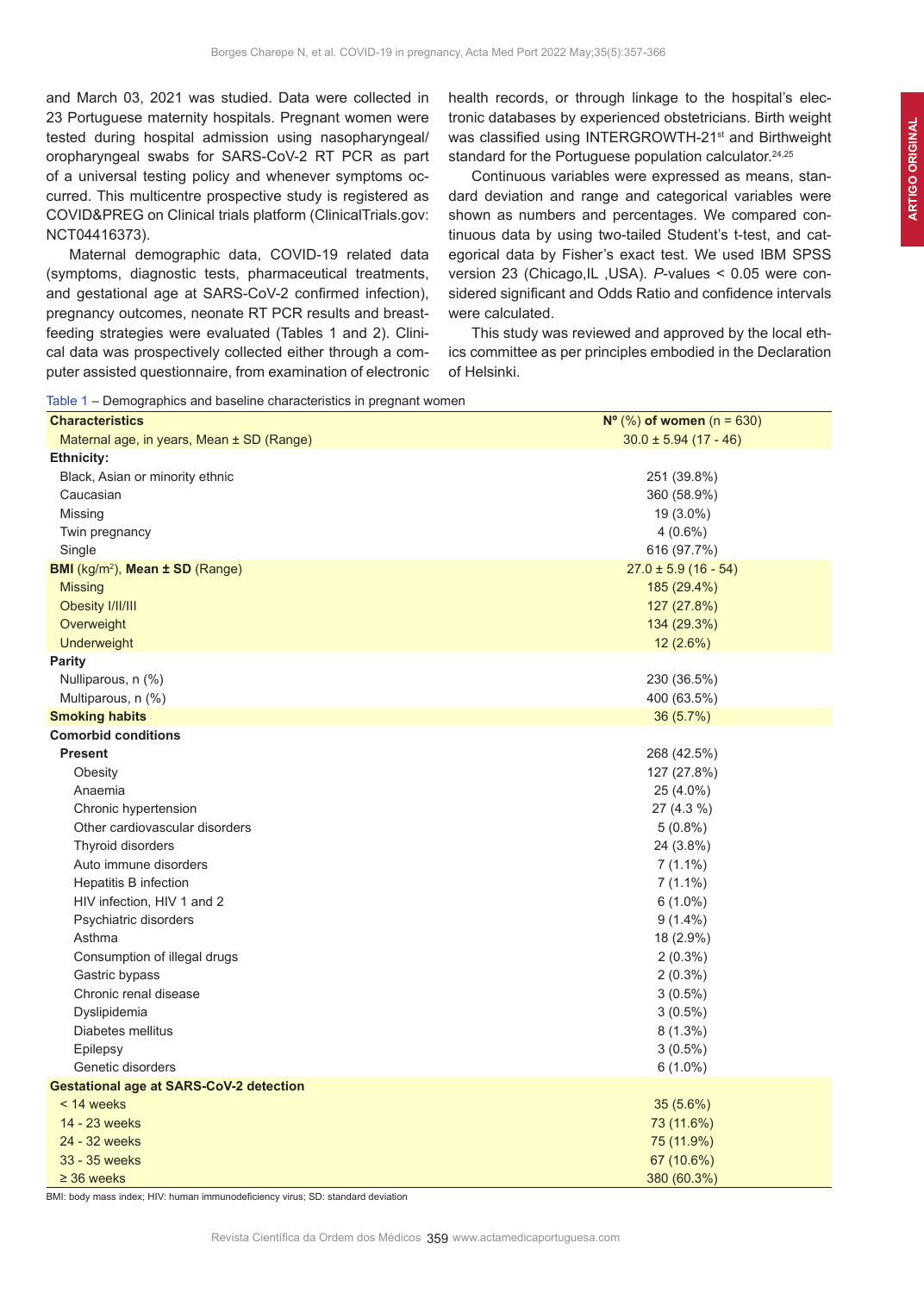and March 03, 2021 was studied. Data were collected in 23 Portuguese maternity hospitals. Pregnant women were tested during hospital admission using nasopharyngeal/oropharyngeal swabs for SARS-CoV-2 RT PCR as part of a universal testing policy and whenever symptoms occurred. This multicentre prospective study is registered as COVID&PREG on Clinical trials platform (ClinicalTrials.gov: NCT04416373).

Maternal demographic data, COVID-19 related data (symptoms, diagnostic tests, pharmaceutical treatments, and gestational age at SARS-CoV-2 confirmed infection), pregnancy outcomes, neonate RT PCR results and breastfeeding strategies were evaluated (Tables 1 and 2). Clinical data was prospectively collected either through a computer assisted questionnaire, from examination of electronic health records, or through linkage to the hospital's electronic databases by experienced obstetricians. Birth weight was classified using INTERGROWTH-21st and Birthweight standard for the Portuguese population calculator.[24,25]

Continuous variables were expressed as means, standard deviation and range and categorical variables were shown as numbers and percentages. We compared continuous data by using two-tailed Student's t-test, and categorical data by Fisher's exact test. We used IBM SPSS version 23 (Chicago,IL ,USA). *P*-values < 0.05 were considered significant and Odds Ratio and confidence intervals were calculated.

This study was reviewed and approved by the local ethics committee as per principles embodied in the Declaration of Helsinki.

Table 1 – Demographics and baseline characteristics in pregnant women

| **Characteristics** | **Nº** (%) **of women** (n = 630) |
|---|---|
| Maternal age, in years, Mean ± SD (Range) | 30.0 ± 5.94 (17 - 46) |
| **Ethnicity:** | |
| Black, Asian or minority ethnic | 251 (39.8%) |
| Caucasian | 360 (58.9%) |
| Missing | 19 (3.0%) |
| Twin pregnancy | 4 (0.6%) |
| Single | 616 (97.7%) |
| **BMI** (kg/m$^2$), **Mean ± SD** (Range) | 27.0 ± 5.9 (16 - 54) |
| Missing | 185 (29.4%) |
| Obesity I/II/III | 127 (27.8%) |
| Overweight | 134 (29.3%) |
| Underweight | 12 (2.6%) |
| **Parity** | |
| Nulliparous, n (%) | 230 (36.5%) |
| Multiparous, n (%) | 400 (63.5%) |
| **Smoking habits** | 36 (5.7%) |
| **Comorbid conditions** | |
| **Present** | 268 (42.5%) |
| Obesity | 127 (27.8%) |
| Anaemia | 25 (4.0%) |
| Chronic hypertension | 27 (4.3 %) |
| Other cardiovascular disorders | 5 (0.8%) |
| Thyroid disorders | 24 (3.8%) |
| Auto immune disorders | 7 (1.1%) |
| Hepatitis B infection | 7 (1.1%) |
| HIV infection, HIV 1 and 2 | 6 (1.0%) |
| Psychiatric disorders | 9 (1.4%) |
| Asthma | 18 (2.9%) |
| Consumption of illegal drugs | 2 (0.3%) |
| Gastric bypass | 2 (0.3%) |
| Chronic renal disease | 3 (0.5%) |
| Dyslipidemia | 3 (0.5%) |
| Diabetes mellitus | 8 (1.3%) |
| Epilepsy | 3 (0.5%) |
| Genetic disorders | 6 (1.0%) |
| **Gestational age at SARS-CoV-2 detection** | |
| < 14 weeks | 35 (5.6%) |
| 14 - 23 weeks | 73 (11.6%) |
| 24 - 32 weeks | 75 (11.9%) |
| 33 - 35 weeks | 67 (10.6%) |
| ≥ 36 weeks | 380 (60.3%) |

BMI: body mass index; HIV: human immunodeficiency virus; SD: standard deviation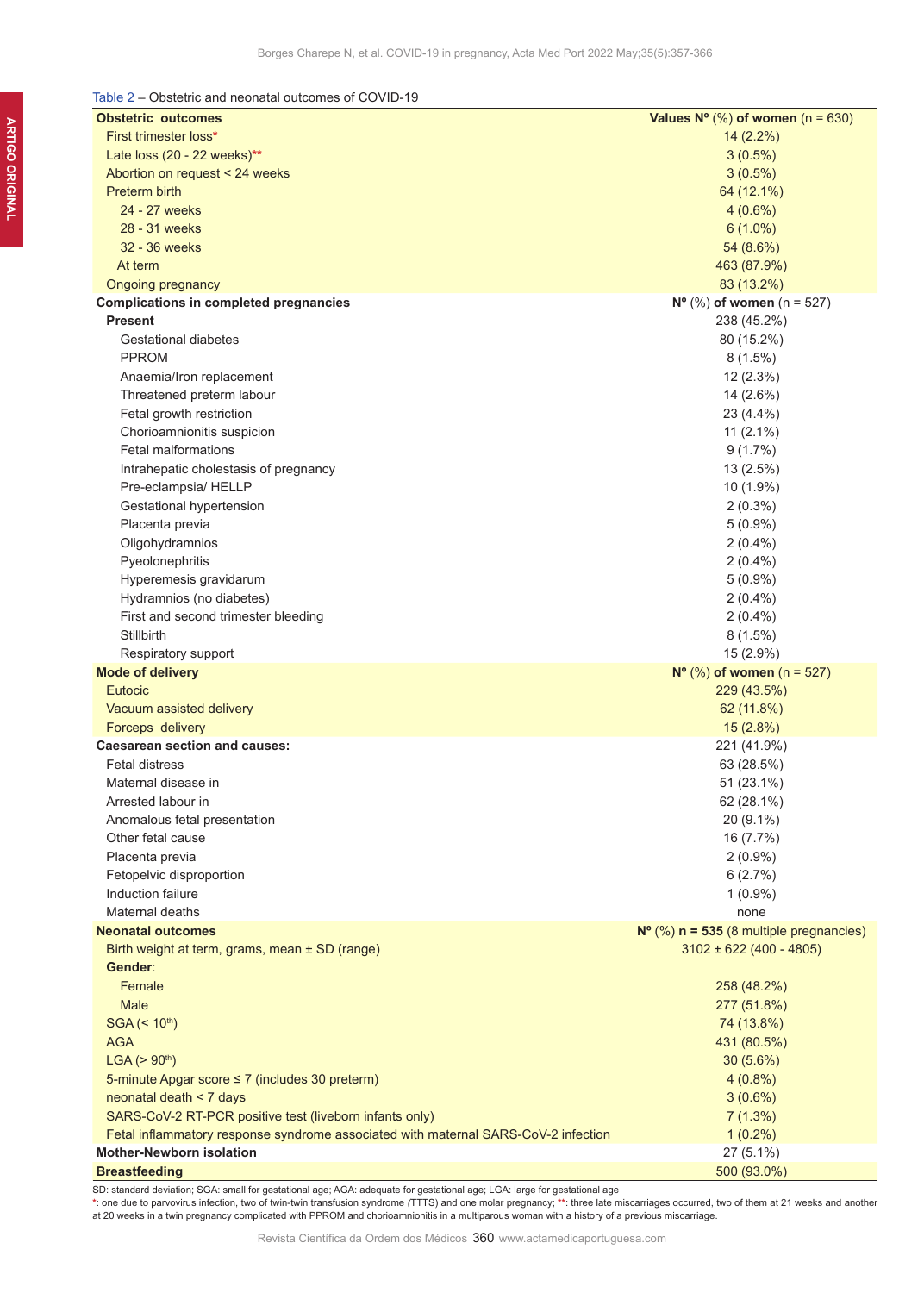Table 2 – Obstetric and neonatal outcomes of COVID-19

| **Obstetric outcomes** | **Values Nº** (%) **of women** (n = 630) |
|---|---|
| First trimester loss* | 14 (2.2%) |
| Late loss (20 - 22 weeks)** | 3 (0.5%) |
| Abortion on request < 24 weeks | 3 (0.5%) |
| Preterm birth | 64 (12.1%) |
| 24 - 27 weeks | 4 (0.6%) |
| 28 - 31 weeks | 6 (1.0%) |
| 32 - 36 weeks | 54 (8.6%) |
| At term | 463 (87.9%) |
| Ongoing pregnancy | 83 (13.2%) |
| **Complications in completed pregnancies** | **Nº** (%) **of women** (n = 527) |
| **Present** | 238 (45.2%) |
| Gestational diabetes | 80 (15.2%) |
| PPROM | 8 (1.5%) |
| Anaemia/Iron replacement | 12 (2.3%) |
| Threatened preterm labour | 14 (2.6%) |
| Fetal growth restriction | 23 (4.4%) |
| Chorioamnionitis suspicion | 11 (2.1%) |
| Fetal malformations | 9 (1.7%) |
| Intrahepatic cholestasis of pregnancy | 13 (2.5%) |
| Pre-eclampsia/ HELLP | 10 (1.9%) |
| Gestational hypertension | 2 (0.3%) |
| Placenta previa | 5 (0.9%) |
| Oligohydramnios | 2 (0.4%) |
| Pyeolonephritis | 2 (0.4%) |
| Hyperemesis gravidarum | 5 (0.9%) |
| Hydramnios (no diabetes) | 2 (0.4%) |
| First and second trimester bleeding | 2 (0.4%) |
| Stillbirth | 8 (1.5%) |
| Respiratory support | 15 (2.9%) |
| **Mode of delivery** | **Nº** (%) **of women** (n = 527) |
| Eutocic | 229 (43.5%) |
| Vacuum assisted delivery | 62 (11.8%) |
| Forceps delivery | 15 (2.8%) |
| **Caesarean section and causes:** | 221 (41.9%) |
| Fetal distress | 63 (28.5%) |
| Maternal disease in | 51 (23.1%) |
| Arrested labour in | 62 (28.1%) |
| Anomalous fetal presentation | 20 (9.1%) |
| Other fetal cause | 16 (7.7%) |
| Placenta previa | 2 (0.9%) |
| Fetopelvic disproportion | 6 (2.7%) |
| Induction failure | 1 (0.9%) |
| Maternal deaths | none |
| **Neonatal outcomes** | **Nº** (%) **n = 535** (8 multiple pregnancies) |
| Birth weight at term, grams, mean ± SD (range) | 3102 ± 622 (400 - 4805) |
| **Gender**: | |
| Female | 258 (48.2%) |
| Male | 277 (51.8%) |
| SGA (< 10[th]) | 74 (13.8%) |
| AGA | 431 (80.5%) |
| LGA (> 90[th]) | 30 (5.6%) |
| 5-minute Apgar score ≤ 7 (includes 30 preterm) | 4 (0.8%) |
| neonatal death < 7 days | 3 (0.6%) |
| SARS-CoV-2 RT-PCR positive test (liveborn infants only) | 7 (1.3%) |
| Fetal inflammatory response syndrome associated with maternal SARS-CoV-2 infection | 1 (0.2%) |
| **Mother-Newborn isolation** | 27 (5.1%) |
| **Breastfeeding** | 500 (93.0%) |

SD: standard deviation; SGA: small for gestational age; AGA: adequate for gestational age; LGA: large for gestational age

*: one due to parvovirus infection, two of twin-twin transfusion syndrome (TTTS) and one molar pregnancy; **: three late miscarriages occurred, two of them at 21 weeks and another at 20 weeks in a twin pregnancy complicated with PPROM and chorioamnionitis in a multiparous woman with a history of a previous miscarriage.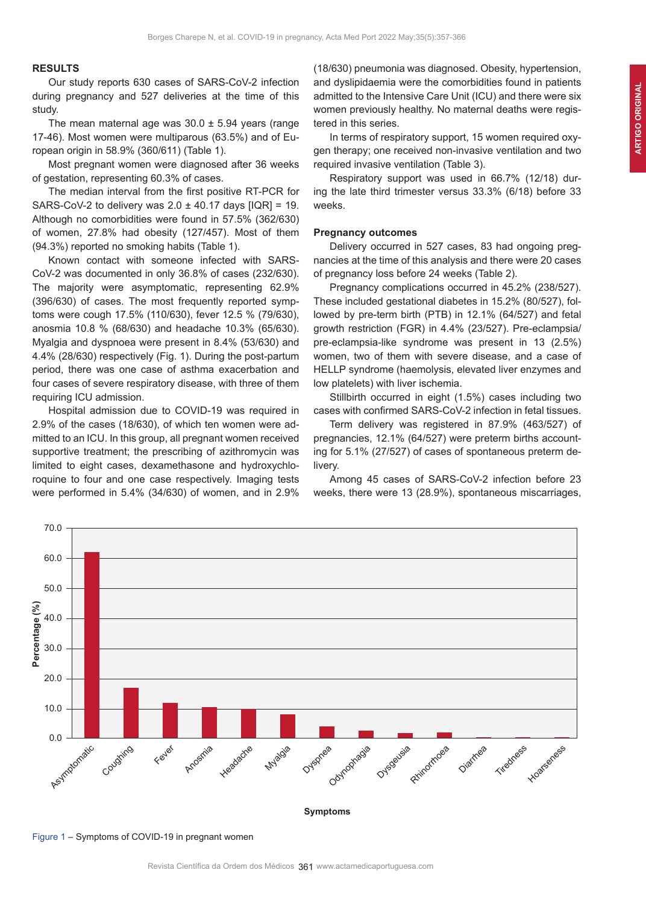## RESULTS

Our study reports 630 cases of SARS-CoV-2 infection during pregnancy and 527 deliveries at the time of this study.

The mean maternal age was 30.0 ± 5.94 years (range 17-46). Most women were multiparous (63.5%) and of European origin in 58.9% (360/611) (Table 1).

Most pregnant women were diagnosed after 36 weeks of gestation, representing 60.3% of cases.

The median interval from the first positive RT-PCR for SARS-CoV-2 to delivery was 2.0 ± 40.17 days [IQR] = 19. Although no comorbidities were found in 57.5% (362/630) of women, 27.8% had obesity (127/457). Most of them (94.3%) reported no smoking habits (Table 1).

Known contact with someone infected with SARS-CoV-2 was documented in only 36.8% of cases (232/630). The majority were asymptomatic, representing 62.9% (396/630) of cases. The most frequently reported symptoms were cough 17.5% (110/630), fever 12.5 % (79/630), anosmia 10.8 % (68/630) and headache 10.3% (65/630). Myalgia and dyspnoea were present in 8.4% (53/630) and 4.4% (28/630) respectively (Fig. 1). During the post-partum period, there was one case of asthma exacerbation and four cases of severe respiratory disease, with three of them requiring ICU admission.

Hospital admission due to COVID-19 was required in 2.9% of the cases (18/630), of which ten women were admitted to an ICU. In this group, all pregnant women received supportive treatment; the prescribing of azithromycin was limited to eight cases, dexamethasone and hydroxychloroquine to four and one case respectively. Imaging tests were performed in 5.4% (34/630) of women, and in 2.9% (18/630) pneumonia was diagnosed. Obesity, hypertension, and dyslipidaemia were the comorbidities found in patients admitted to the Intensive Care Unit (ICU) and there were six women previously healthy. No maternal deaths were registered in this series.

In terms of respiratory support, 15 women required oxygen therapy; one received non-invasive ventilation and two required invasive ventilation (Table 3).

Respiratory support was used in 66.7% (12/18) during the late third trimester versus 33.3% (6/18) before 33 weeks.

### Pregnancy outcomes

Delivery occurred in 527 cases, 83 had ongoing pregnancies at the time of this analysis and there were 20 cases of pregnancy loss before 24 weeks (Table 2).

Pregnancy complications occurred in 45.2% (238/527). These included gestational diabetes in 15.2% (80/527), followed by pre-term birth (PTB) in 12.1% (64/527) and fetal growth restriction (FGR) in 4.4% (23/527). Pre-eclampsia/pre-eclampsia-like syndrome was present in 13 (2.5%) women, two of them with severe disease, and a case of HELLP syndrome (haemolysis, elevated liver enzymes and low platelets) with liver ischemia.

Stillbirth occurred in eight (1.5%) cases including two cases with confirmed SARS-CoV-2 infection in fetal tissues.

Term delivery was registered in 87.9% (463/527) of pregnancies, 12.1% (64/527) were preterm births accounting for 5.1% (27/527) of cases of spontaneous preterm delivery.

Among 45 cases of SARS-CoV-2 infection before 23 weeks, there were 13 (28.9%), spontaneous miscarriages,

Figure 1 – Symptoms of COVID-19 in pregnant women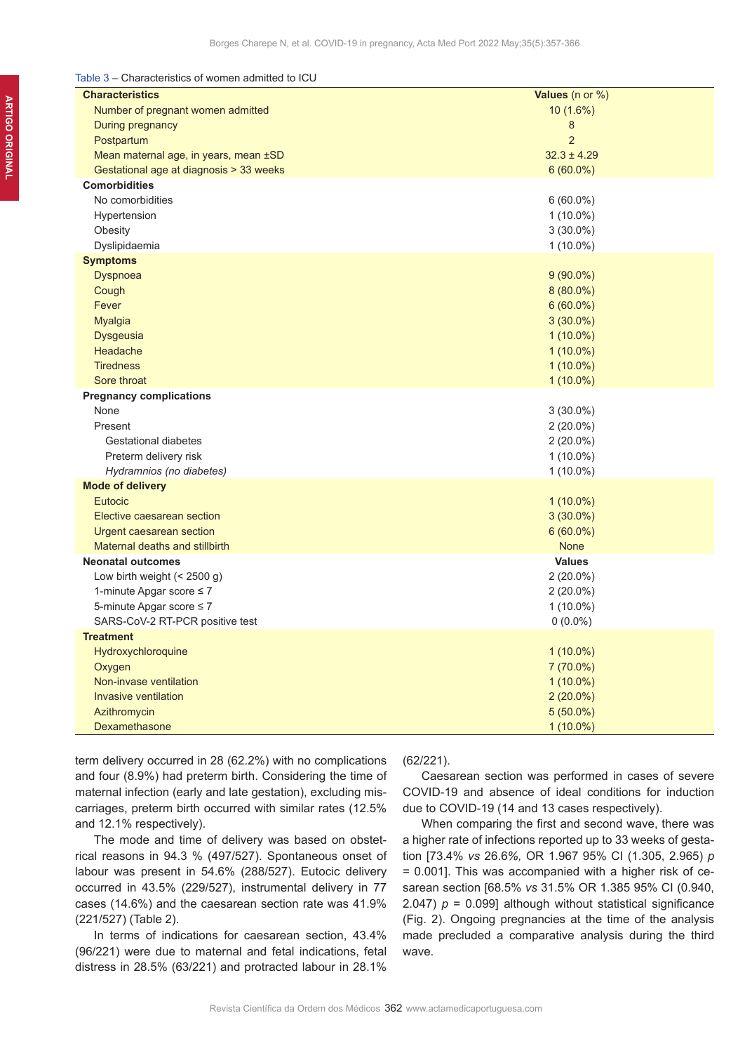Table 3 – Characteristics of women admitted to ICU

| Characteristics | Values (n or %) |
|---|---|
| **Characteristics** | **Values** (n or %) |
| Number of pregnant women admitted | 10 (1.6%) |
| During pregnancy | 8 |
| Postpartum | 2 |
| Mean maternal age, in years, mean ±SD | 32.3 ± 4.29 |
| Gestational age at diagnosis > 33 weeks | 6 (60.0%) |
| **Comorbidities** | |
| No comorbidities | 6 (60.0%) |
| Hypertension | 1 (10.0%) |
| Obesity | 3 (30.0%) |
| Dyslipidaemia | 1 (10.0%) |
| **Symptoms** | |
| Dyspnoea | 9 (90.0%) |
| Cough | 8 (80.0%) |
| Fever | 6 (60.0%) |
| Myalgia | 3 (30.0%) |
| Dysgeusia | 1 (10.0%) |
| Headache | 1 (10.0%) |
| Tiredness | 1 (10.0%) |
| Sore throat | 1 (10.0%) |
| **Pregnancy complications** | |
| None | 3 (30.0%) |
| Present | 2 (20.0%) |
| Gestational diabetes | 2 (20.0%) |
| Preterm delivery risk | 1 (10.0%) |
| *Hydramnios (no diabetes)* | 1 (10.0%) |
| **Mode of delivery** | |
| Eutocic | 1 (10.0%) |
| Elective caesarean section | 3 (30.0%) |
| Urgent caesarean section | 6 (60.0%) |
| Maternal deaths and stillbirth | None |
| **Neonatal outcomes** | **Values** |
| Low birth weight (< 2500 g) | 2 (20.0%) |
| 1-minute Apgar score ≤ 7 | 2 (20.0%) |
| 5-minute Apgar score ≤ 7 | 1 (10.0%) |
| SARS-CoV-2 RT-PCR positive test | 0 (0.0%) |
| **Treatment** | |
| Hydroxychloroquine | 1 (10.0%) |
| Oxygen | 7 (70.0%) |
| Non-invase ventilation | 1 (10.0%) |
| Invasive ventilation | 2 (20.0%) |
| Azithromycin | 5 (50.0%) |
| Dexamethasone | 1 (10.0%) |

term delivery occurred in 28 (62.2%) with no complications and four (8.9%) had preterm birth. Considering the time of maternal infection (early and late gestation), excluding miscarriages, preterm birth occurred with similar rates (12.5% and 12.1% respectively).

The mode and time of delivery was based on obstetrical reasons in 94.3 % (497/527). Spontaneous onset of labour was present in 54.6% (288/527). Eutocic delivery occurred in 43.5% (229/527), instrumental delivery in 77 cases (14.6%) and the caesarean section rate was 41.9% (221/527) (Table 2).

In terms of indications for caesarean section, 43.4% (96/221) were due to maternal and fetal indications, fetal distress in 28.5% (63/221) and protracted labour in 28.1% (62/221).

Caesarean section was performed in cases of severe COVID-19 and absence of ideal conditions for induction due to COVID-19 (14 and 13 cases respectively).

When comparing the first and second wave, there was a higher rate of infections reported up to 33 weeks of gestation [73.4% *vs* 26.6%, OR 1.967 95% CI (1.305, 2.965) $p$ = 0.001]. This was accompanied with a higher risk of caesarean section [68.5% *vs* 31.5% OR 1.385 95% CI (0.940, 2.047) $p$ = 0.099] although without statistical significance (Fig. 2). Ongoing pregnancies at the time of the analysis made precluded a comparative analysis during the third wave.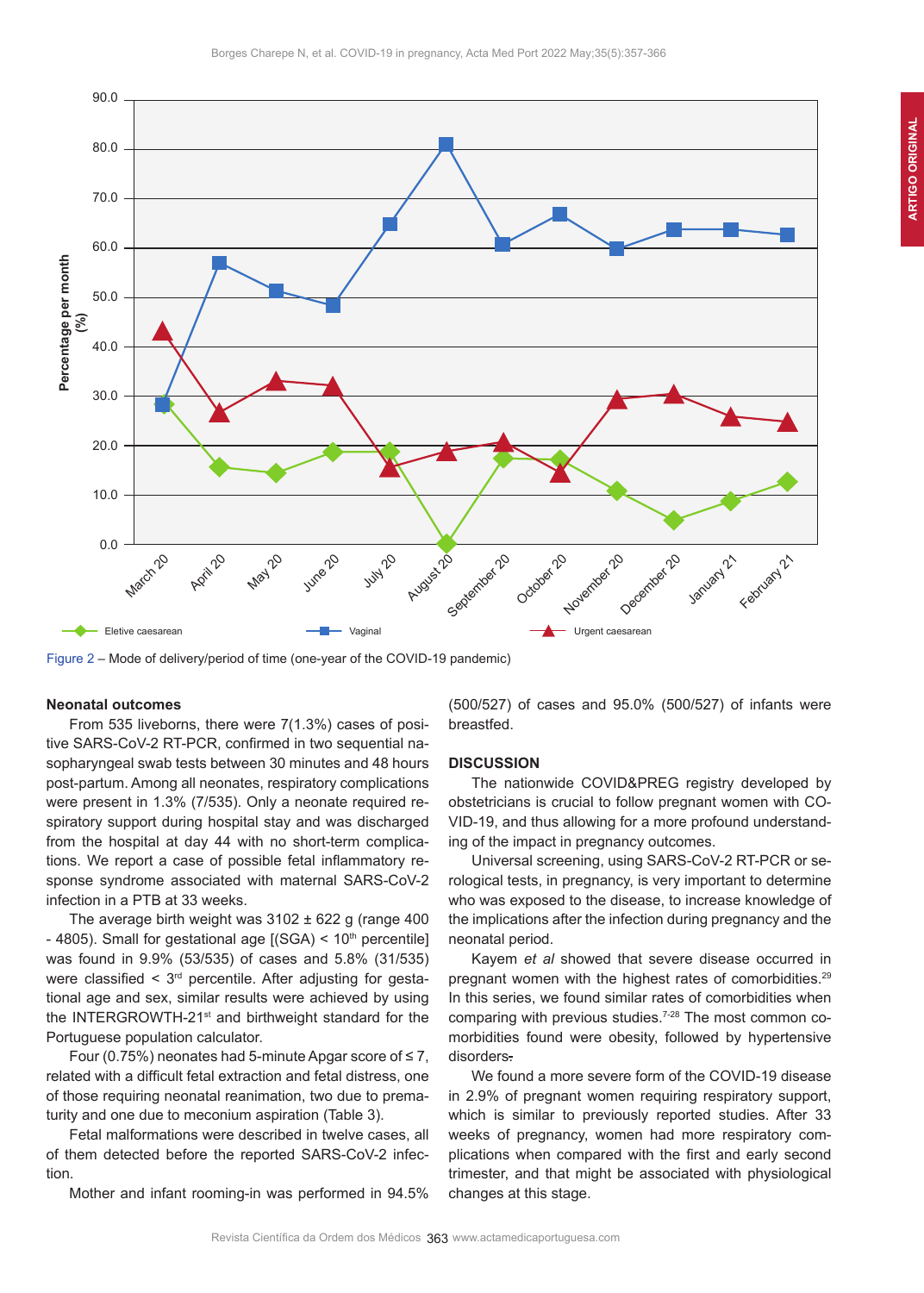Figure 2 – Mode of delivery/period of time (one-year of the COVID-19 pandemic)

### Neonatal outcomes

From 535 liveborns, there were 7(1.3%) cases of positive SARS-CoV-2 RT-PCR, confirmed in two sequential nasopharyngeal swab tests between 30 minutes and 48 hours post-partum. Among all neonates, respiratory complications were present in 1.3% (7/535). Only a neonate required respiratory support during hospital stay and was discharged from the hospital at day 44 with no short-term complications. We report a case of possible fetal inflammatory response syndrome associated with maternal SARS-CoV-2 infection in a PTB at 33 weeks.

The average birth weight was 3102 ± 622 g (range 400 - 4805). Small for gestational age [(SGA) < 10th percentile] was found in 9.9% (53/535) of cases and 5.8% (31/535) were classified < 3rd percentile. After adjusting for gestational age and sex, similar results were achieved by using the INTERGROWTH-21st and birthweight standard for the Portuguese population calculator.

Four (0.75%) neonates had 5-minute Apgar score of ≤ 7, related with a difficult fetal extraction and fetal distress, one of those requiring neonatal reanimation, two due to prematurity and one due to meconium aspiration (Table 3).

Fetal malformations were described in twelve cases, all of them detected before the reported SARS-CoV-2 infection.

Mother and infant rooming-in was performed in 94.5% (500/527) of cases and 95.0% (500/527) of infants were breastfed.

## DISCUSSION

The nationwide COVID&PREG registry developed by obstetricians is crucial to follow pregnant women with COVID-19, and thus allowing for a more profound understanding of the impact in pregnancy outcomes.

Universal screening, using SARS-CoV-2 RT-PCR or serological tests, in pregnancy, is very important to determine who was exposed to the disease, to increase knowledge of the implications after the infection during pregnancy and the neonatal period.

Kayem *et al* showed that severe disease occurred in pregnant women with the highest rates of comorbidities.[29] In this series, we found similar rates of comorbidities when comparing with previous studies.[7-28] The most common comorbidities found were obesity, followed by hypertensive disorders.

We found a more severe form of the COVID-19 disease in 2.9% of pregnant women requiring respiratory support, which is similar to previously reported studies. After 33 weeks of pregnancy, women had more respiratory complications when compared with the first and early second trimester, and that might be associated with physiological changes at this stage.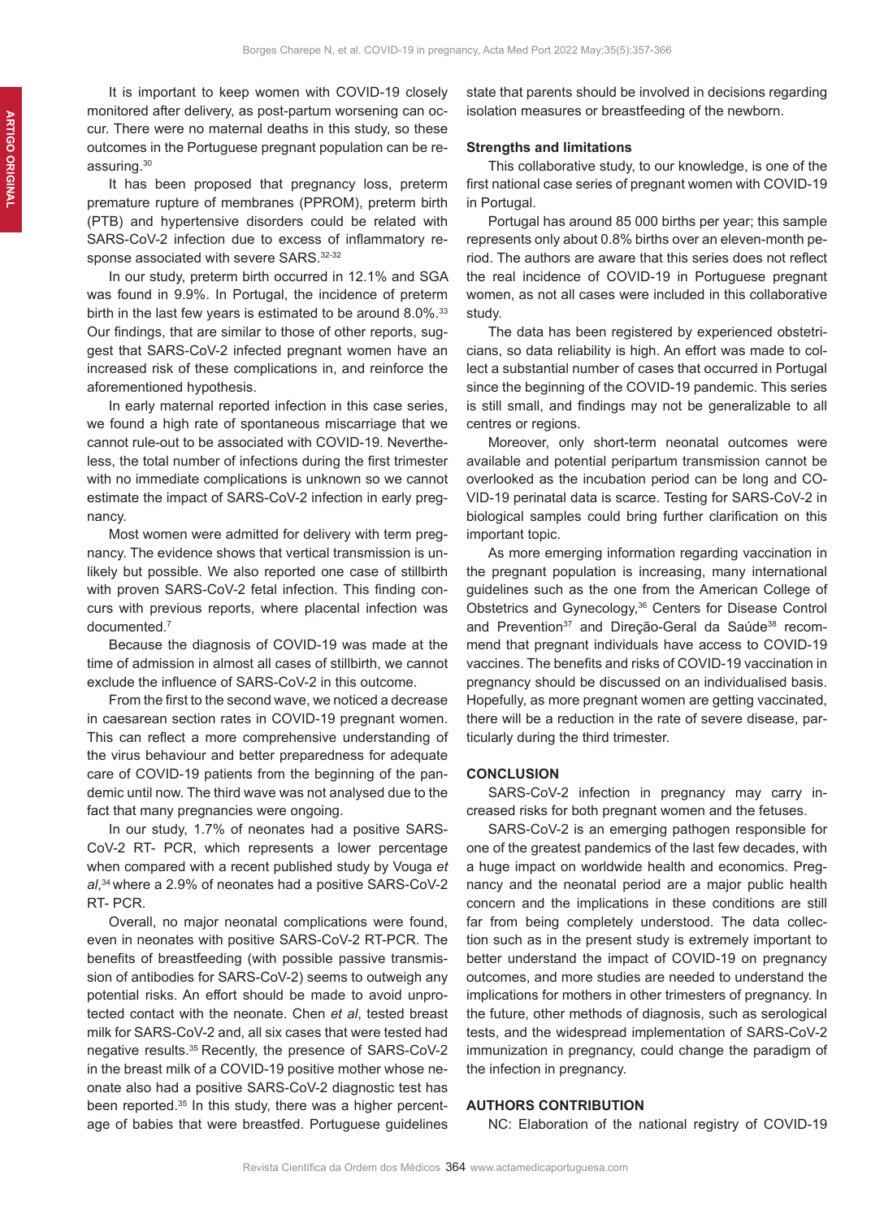It is important to keep women with COVID-19 closely monitored after delivery, as post-partum worsening can occur. There were no maternal deaths in this study, so these outcomes in the Portuguese pregnant population can be reassuring.[30]

It has been proposed that pregnancy loss, preterm premature rupture of membranes (PPROM), preterm birth (PTB) and hypertensive disorders could be related with SARS-CoV-2 infection due to excess of inflammatory response associated with severe SARS.[32-32]

In our study, preterm birth occurred in 12.1% and SGA was found in 9.9%. In Portugal, the incidence of preterm birth in the last few years is estimated to be around 8.0%.[33] Our findings, that are similar to those of other reports, suggest that SARS-CoV-2 infected pregnant women have an increased risk of these complications in, and reinforce the aforementioned hypothesis.

In early maternal reported infection in this case series, we found a high rate of spontaneous miscarriage that we cannot rule-out to be associated with COVID-19. Nevertheless, the total number of infections during the first trimester with no immediate complications is unknown so we cannot estimate the impact of SARS-CoV-2 infection in early pregnancy.

Most women were admitted for delivery with term pregnancy. The evidence shows that vertical transmission is unlikely but possible. We also reported one case of stillbirth with proven SARS-CoV-2 fetal infection. This finding concurs with previous reports, where placental infection was documented.[7]

Because the diagnosis of COVID-19 was made at the time of admission in almost all cases of stillbirth, we cannot exclude the influence of SARS-CoV-2 in this outcome.

From the first to the second wave, we noticed a decrease in caesarean section rates in COVID-19 pregnant women. This can reflect a more comprehensive understanding of the virus behaviour and better preparedness for adequate care of COVID-19 patients from the beginning of the pandemic until now. The third wave was not analysed due to the fact that many pregnancies were ongoing.

In our study, 1.7% of neonates had a positive SARS-CoV-2 RT- PCR, which represents a lower percentage when compared with a recent published study by Vouga *et al*,[34] where a 2.9% of neonates had a positive SARS-CoV-2 RT- PCR.

Overall, no major neonatal complications were found, even in neonates with positive SARS-CoV-2 RT-PCR. The benefits of breastfeeding (with possible passive transmission of antibodies for SARS-CoV-2) seems to outweigh any potential risks. An effort should be made to avoid unprotected contact with the neonate. Chen *et al*, tested breast milk for SARS-CoV-2 and, all six cases that were tested had negative results.[35] Recently, the presence of SARS-CoV-2 in the breast milk of a COVID-19 positive mother whose neonate also had a positive SARS-CoV-2 diagnostic test has been reported.[35] In this study, there was a higher percentage of babies that were breastfed. Portuguese guidelines state that parents should be involved in decisions regarding isolation measures or breastfeeding of the newborn.

### Strengths and limitations

This collaborative study, to our knowledge, is one of the first national case series of pregnant women with COVID-19 in Portugal.

Portugal has around 85 000 births per year; this sample represents only about 0.8% births over an eleven-month period. The authors are aware that this series does not reflect the real incidence of COVID-19 in Portuguese pregnant women, as not all cases were included in this collaborative study.

The data has been registered by experienced obstetricians, so data reliability is high. An effort was made to collect a substantial number of cases that occurred in Portugal since the beginning of the COVID-19 pandemic. This series is still small, and findings may not be generalizable to all centres or regions.

Moreover, only short-term neonatal outcomes were available and potential peripartum transmission cannot be overlooked as the incubation period can be long and COVID-19 perinatal data is scarce. Testing for SARS-CoV-2 in biological samples could bring further clarification on this important topic.

As more emerging information regarding vaccination in the pregnant population is increasing, many international guidelines such as the one from the American College of Obstetrics and Gynecology,[36] Centers for Disease Control and Prevention[37] and Direção-Geral da Saúde[38] recommend that pregnant individuals have access to COVID-19 vaccines. The benefits and risks of COVID-19 vaccination in pregnancy should be discussed on an individualised basis. Hopefully, as more pregnant women are getting vaccinated, there will be a reduction in the rate of severe disease, particularly during the third trimester.

## CONCLUSION

SARS-CoV-2 infection in pregnancy may carry increased risks for both pregnant women and the fetuses.

SARS-CoV-2 is an emerging pathogen responsible for one of the greatest pandemics of the last few decades, with a huge impact on worldwide health and economics. Pregnancy and the neonatal period are a major public health concern and the implications in these conditions are still far from being completely understood. The data collection such as in the present study is extremely important to better understand the impact of COVID-19 on pregnancy outcomes, and more studies are needed to understand the implications for mothers in other trimesters of pregnancy. In the future, other methods of diagnosis, such as serological tests, and the widespread implementation of SARS-CoV-2 immunization in pregnancy, could change the paradigm of the infection in pregnancy.

## AUTHORS CONTRIBUTION

NC: Elaboration of the national registry of COVID-19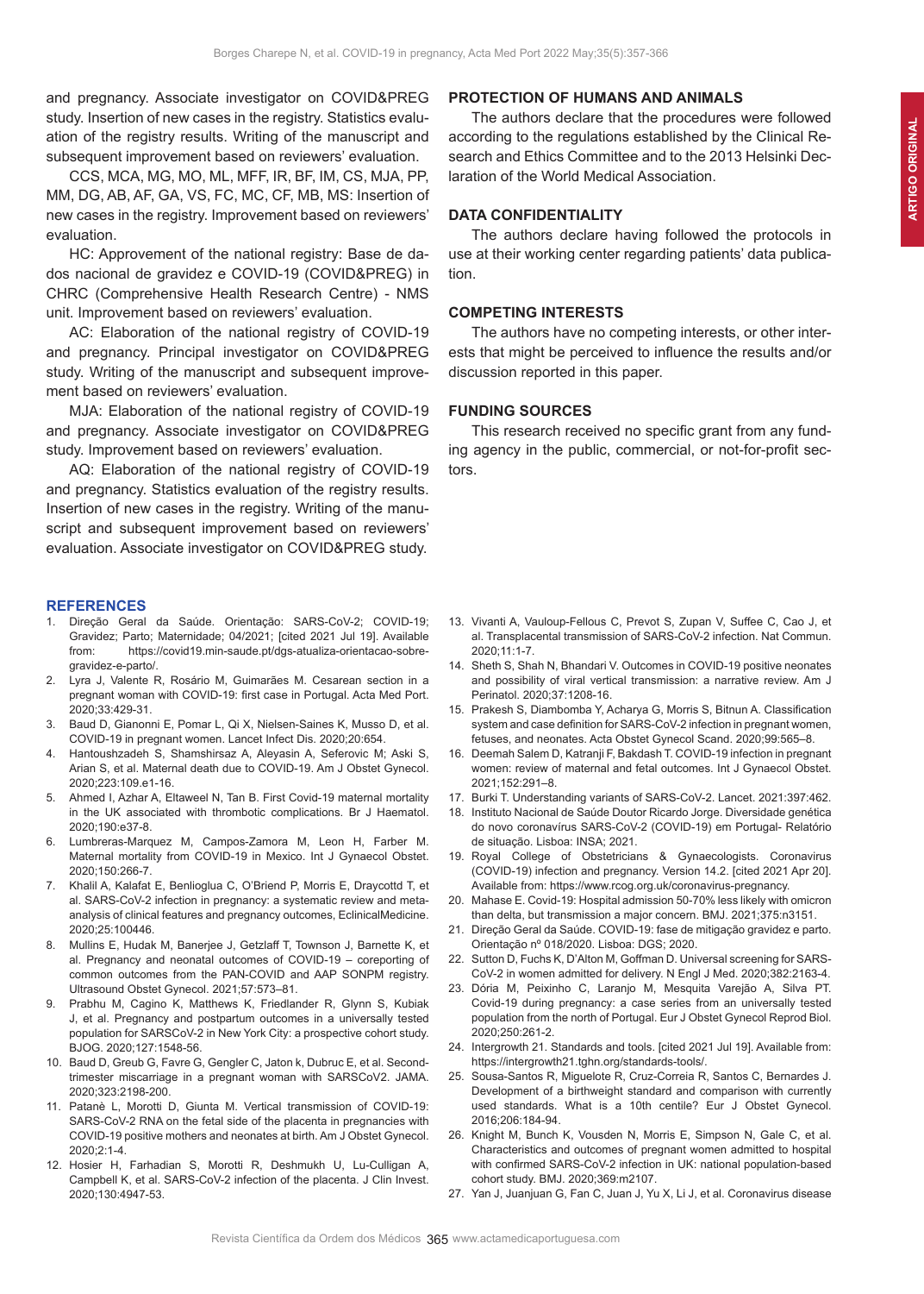and pregnancy. Associate investigator on COVID&PREG study. Insertion of new cases in the registry. Statistics evaluation of the registry results. Writing of the manuscript and subsequent improvement based on reviewers' evaluation.

CCS, MCA, MG, MO, ML, MFF, IR, BF, IM, CS, MJA, PP, MM, DG, AB, AF, GA, VS, FC, MC, CF, MB, MS: Insertion of new cases in the registry. Improvement based on reviewers' evaluation.

HC: Approvement of the national registry: Base de dados nacional de gravidez e COVID-19 (COVID&PREG) in CHRC (Comprehensive Health Research Centre) - NMS unit. Improvement based on reviewers' evaluation.

AC: Elaboration of the national registry of COVID-19 and pregnancy. Principal investigator on COVID&PREG study. Writing of the manuscript and subsequent improvement based on reviewers' evaluation.

MJA: Elaboration of the national registry of COVID-19 and pregnancy. Associate investigator on COVID&PREG study. Improvement based on reviewers' evaluation.

AQ: Elaboration of the national registry of COVID-19 and pregnancy. Statistics evaluation of the registry results. Insertion of new cases in the registry. Writing of the manuscript and subsequent improvement based on reviewers' evaluation. Associate investigator on COVID&PREG study.

## PROTECTION OF HUMANS AND ANIMALS

The authors declare that the procedures were followed according to the regulations established by the Clinical Research and Ethics Committee and to the 2013 Helsinki Declaration of the World Medical Association.

## DATA CONFIDENTIALITY

The authors declare having followed the protocols in use at their working center regarding patients' data publication.

## COMPETING INTERESTS

The authors have no competing interests, or other interests that might be perceived to influence the results and/or discussion reported in this paper.

## FUNDING SOURCES

This research received no specific grant from any funding agency in the public, commercial, or not-for-profit sectors.

## REFERENCES

1. Direção Geral da Saúde. Orientação: SARS-CoV-2; COVID-19; Gravidez; Parto; Maternidade; 04/2021; [cited 2021 Jul 19]. Available from: https://covid19.min-saude.pt/dgs-atualiza-orientacao-sobre-gravidez-e-parto/.
2. Lyra J, Valente R, Rosário M, Guimarães M. Cesarean section in a pregnant woman with COVID-19: first case in Portugal. Acta Med Port. 2020;33:429-31.
3. Baud D, Gianonni E, Pomar L, Qi X, Nielsen-Saines K, Musso D, et al. COVID-19 in pregnant women. Lancet Infect Dis. 2020;20:654.
4. Hantoushzadeh S, Shamshirsaz A, Aleyasin A, Seferovic M; Aski S, Arian S, et al. Maternal death due to COVID-19. Am J Obstet Gynecol. 2020;223:109.e1-16.
5. Ahmed I, Azhar A, Eltaweel N, Tan B. First Covid-19 maternal mortality in the UK associated with thrombotic complications. Br J Haematol. 2020;190:e37-8.
6. Lumbreras-Marquez M, Campos-Zamora M, Leon H, Farber M. Maternal mortality from COVID-19 in Mexico. Int J Gynaecol Obstet. 2020;150:266-7.
7. Khalil A, Kalafat E, Benlioglua C, O'Briend P, Morris E, Draycottd T, et al. SARS-CoV-2 infection in pregnancy: a systematic review and meta-analysis of clinical features and pregnancy outcomes, EclinicalMedicine. 2020;25:100446.
8. Mullins E, Hudak M, Banerjee J, Getzlaff T, Townson J, Barnette K, et al. Pregnancy and neonatal outcomes of COVID-19 – coreporting of common outcomes from the PAN-COVID and AAP SONPM registry. Ultrasound Obstet Gynecol. 2021;57:573–81.
9. Prabhu M, Cagino K, Matthews K, Friedlander R, Glynn S, Kubiak J, et al. Pregnancy and postpartum outcomes in a universally tested population for SARSCoV-2 in New York City: a prospective cohort study. BJOG. 2020;127:1548-56.
10. Baud D, Greub G, Favre G, Gengler C, Jaton k, Dubruc E, et al. Second-trimester miscarriage in a pregnant woman with SARSCoV2. JAMA. 2020;323:2198-200.
11. Patanè L, Morotti D, Giunta M. Vertical transmission of COVID-19: SARS-CoV-2 RNA on the fetal side of the placenta in pregnancies with COVID-19 positive mothers and neonates at birth. Am J Obstet Gynecol. 2020;2:1-4.
12. Hosier H, Farhadian S, Morotti R, Deshmukh U, Lu-Culligan A, Campbell K, et al. SARS-CoV-2 infection of the placenta. J Clin Invest. 2020;130:4947-53.
13. Vivanti A, Vauloup-Fellous C, Prevot S, Zupan V, Suffee C, Cao J, et al. Transplacental transmission of SARS-CoV-2 infection. Nat Commun. 2020;11:1-7.
14. Sheth S, Shah N, Bhandari V. Outcomes in COVID-19 positive neonates and possibility of viral vertical transmission: a narrative review. Am J Perinatol. 2020;37:1208-16.
15. Prakesh S, Diambomba Y, Acharya G, Morris S, Bitnun A. Classification system and case definition for SARS-CoV-2 infection in pregnant women, fetuses, and neonates. Acta Obstet Gynecol Scand. 2020;99:565–8.
16. Deemah Salem D, Katranji F, Bakdash T. COVID-19 infection in pregnant women: review of maternal and fetal outcomes. Int J Gynaecol Obstet. 2021;152:291–8.
17. Burki T. Understanding variants of SARS-CoV-2. Lancet. 2021:397:462.
18. Instituto Nacional de Saúde Doutor Ricardo Jorge. Diversidade genética do novo coronavírus SARS-CoV-2 (COVID-19) em Portugal- Relatório de situação. Lisboa: INSA; 2021.
19. Royal College of Obstetricians & Gynaecologists. Coronavirus (COVID-19) infection and pregnancy. Version 14.2. [cited 2021 Apr 20]. Available from: https://www.rcog.org.uk/coronavirus-pregnancy.
20. Mahase E. Covid-19: Hospital admission 50-70% less likely with omicron than delta, but transmission a major concern. BMJ. 2021;375:n3151.
21. Direção Geral da Saúde. COVID-19: fase de mitigação gravidez e parto. Orientação nº 018/2020. Lisboa: DGS; 2020.
22. Sutton D, Fuchs K, D'Alton M, Goffman D. Universal screening for SARS-CoV-2 in women admitted for delivery. N Engl J Med. 2020;382:2163-4.
23. Dória M, Peixinho C, Laranjo M, Mesquita Varejão A, Silva PT. Covid-19 during pregnancy: a case series from an universally tested population from the north of Portugal. Eur J Obstet Gynecol Reprod Biol. 2020;250:261-2.
24. Intergrowth 21. Standards and tools. [cited 2021 Jul 19]. Available from: https://intergrowth21.tghn.org/standards-tools/.
25. Sousa-Santos R, Miguelote R, Cruz-Correia R, Santos C, Bernardes J. Development of a birthweight standard and comparison with currently used standards. What is a 10th centile? Eur J Obstet Gynecol. 2016;206:184-94.
26. Knight M, Bunch K, Vousden N, Morris E, Simpson N, Gale C, et al. Characteristics and outcomes of pregnant women admitted to hospital with confirmed SARS-CoV-2 infection in UK: national population-based cohort study. BMJ. 2020;369:m2107.
27. Yan J, Juanjuan G, Fan C, Juan J, Yu X, Li J, et al. Coronavirus disease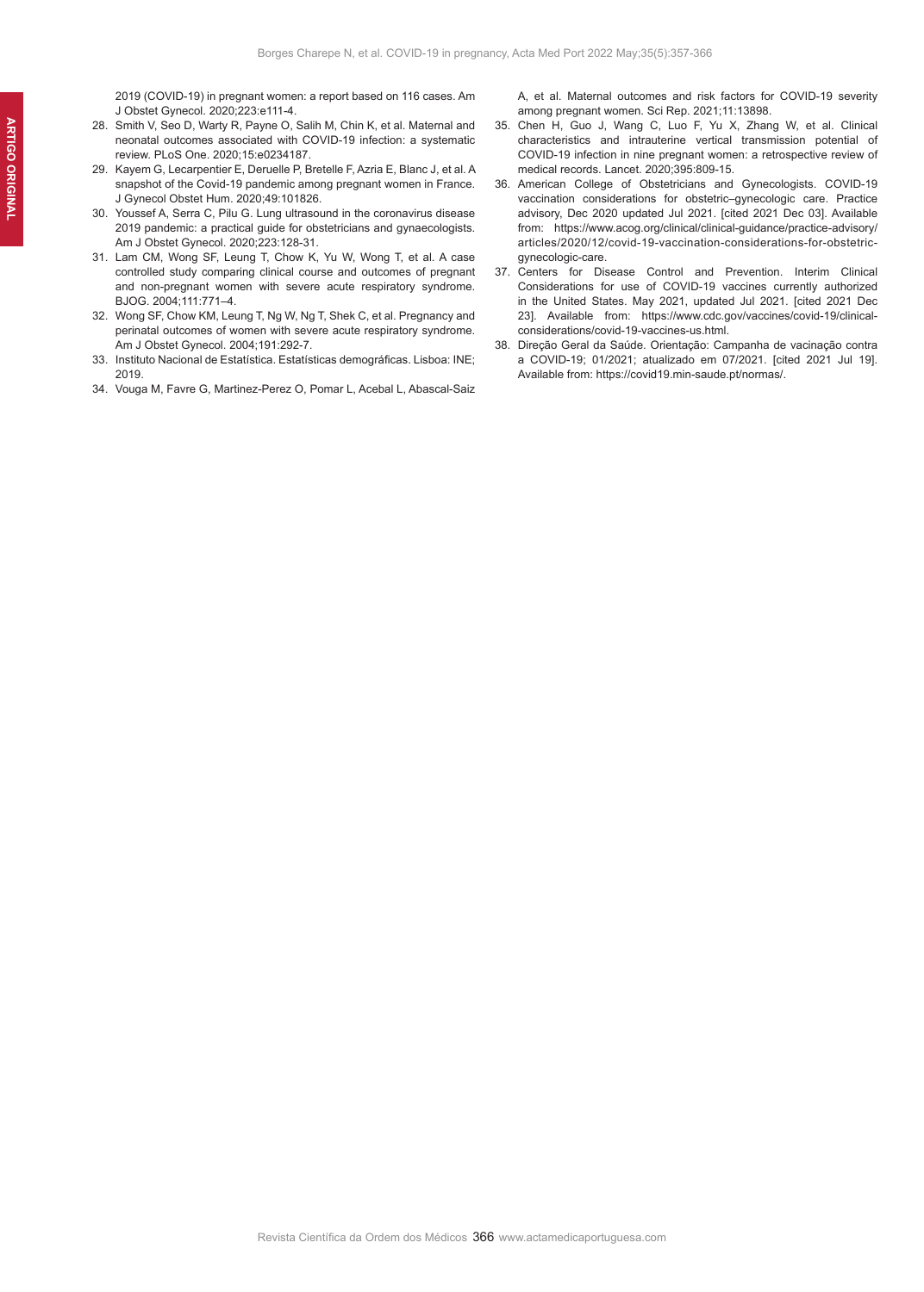2019 (COVID-19) in pregnant women: a report based on 116 cases. Am J Obstet Gynecol. 2020;223:e111-4.

28. Smith V, Seo D, Warty R, Payne O, Salih M, Chin K, et al. Maternal and neonatal outcomes associated with COVID-19 infection: a systematic review. PLoS One. 2020;15:e0234187.
29. Kayem G, Lecarpentier E, Deruelle P, Bretelle F, Azria E, Blanc J, et al. A snapshot of the Covid-19 pandemic among pregnant women in France. J Gynecol Obstet Hum. 2020;49:101826.
30. Youssef A, Serra C, Pilu G. Lung ultrasound in the coronavirus disease 2019 pandemic: a practical guide for obstetricians and gynaecologists. Am J Obstet Gynecol. 2020;223:128-31.
31. Lam CM, Wong SF, Leung T, Chow K, Yu W, Wong T, et al. A case controlled study comparing clinical course and outcomes of pregnant and non-pregnant women with severe acute respiratory syndrome. BJOG. 2004;111:771–4.
32. Wong SF, Chow KM, Leung T, Ng W, Ng T, Shek C, et al. Pregnancy and perinatal outcomes of women with severe acute respiratory syndrome. Am J Obstet Gynecol. 2004;191:292-7.
33. Instituto Nacional de Estatística. Estatísticas demográficas. Lisboa: INE; 2019.
34. Vouga M, Favre G, Martinez-Perez O, Pomar L, Acebal L, Abascal-Saiz A, et al. Maternal outcomes and risk factors for COVID-19 severity among pregnant women. Sci Rep. 2021;11:13898.
35. Chen H, Guo J, Wang C, Luo F, Yu X, Zhang W, et al. Clinical characteristics and intrauterine vertical transmission potential of COVID-19 infection in nine pregnant women: a retrospective review of medical records. Lancet. 2020;395:809-15.
36. American College of Obstetricians and Gynecologists. COVID-19 vaccination considerations for obstetric–gynecologic care. Practice advisory, Dec 2020 updated Jul 2021. [cited 2021 Dec 03]. Available from: https://www.acog.org/clinical/clinical-guidance/practice-advisory/articles/2020/12/covid-19-vaccination-considerations-for-obstetric-gynecologic-care.
37. Centers for Disease Control and Prevention. Interim Clinical Considerations for use of COVID-19 vaccines currently authorized in the United States. May 2021, updated Jul 2021. [cited 2021 Dec 23]. Available from: https://www.cdc.gov/vaccines/covid-19/clinical-considerations/covid-19-vaccines-us.html.
38. Direção Geral da Saúde. Orientação: Campanha de vacinação contra a COVID-19; 01/2021; atualizado em 07/2021. [cited 2021 Jul 19]. Available from: https://covid19.min-saude.pt/normas/.